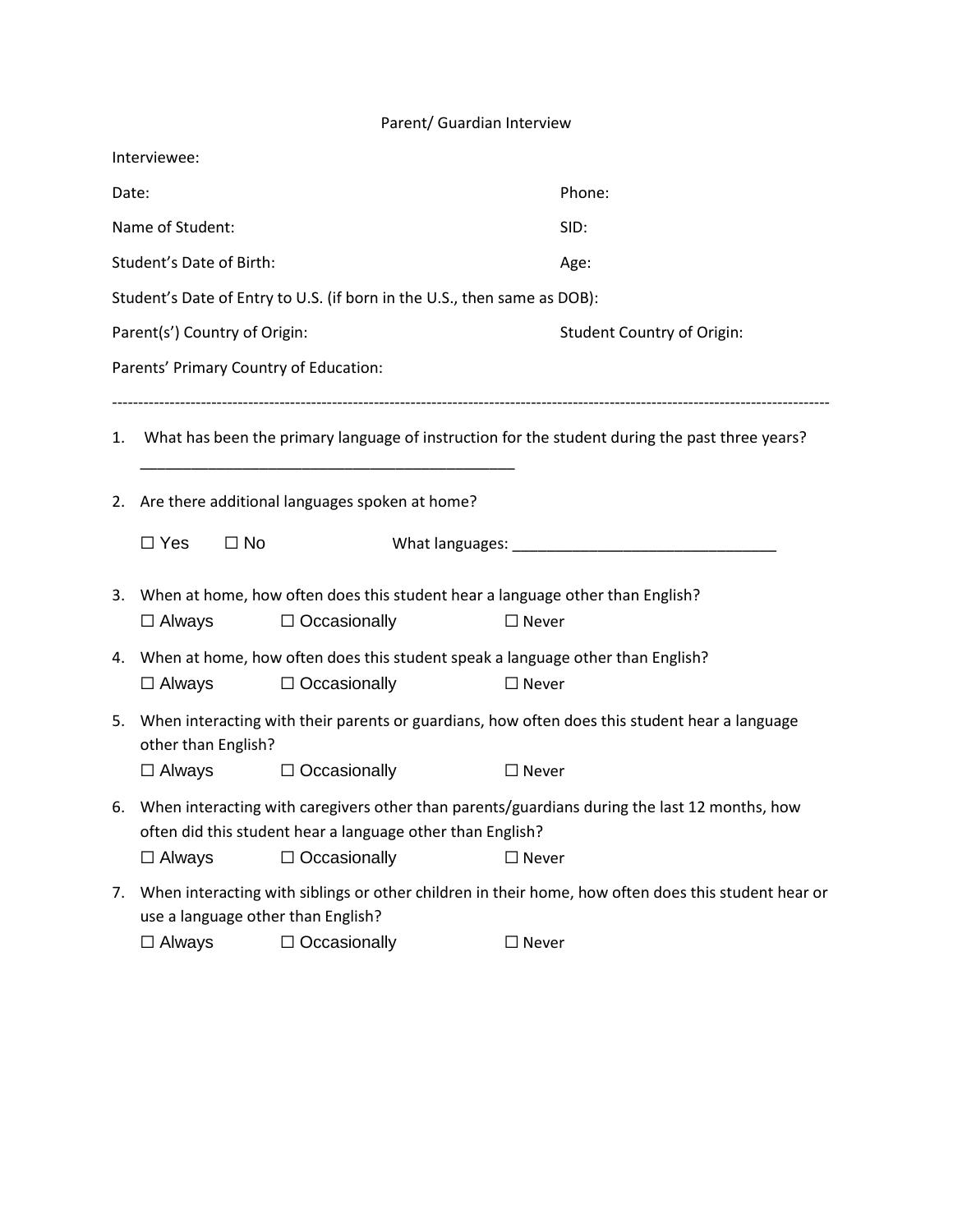# Parent/ Guardian Interview

Interviewee:

Date: Phone:

Name of Student: SID:

Student's Date of Birth: Age:

Student's Date of Entry to U.S. (if born in the U.S., then same as DOB):

Parent(s') Country of Origin: Student Country of Origin:

Parents' Primary Country of Education:

---

1. What has been the primary language of instruction for the student during the past three years?
   ___________________________________________

2. Are there additional languages spoken at home?

   ☐ Yes ☐ No What languages: ______________________________

3. When at home, how often does this student hear a language other than English?
   ☐ Always ☐ Occasionally ☐ Never

4. When at home, how often does this student speak a language other than English?
   ☐ Always ☐ Occasionally ☐ Never

5. When interacting with their parents or guardians, how often does this student hear a language other than English?
   ☐ Always ☐ Occasionally ☐ Never

6. When interacting with caregivers other than parents/guardians during the last 12 months, how often did this student hear a language other than English?
   ☐ Always ☐ Occasionally ☐ Never

7. When interacting with siblings or other children in their home, how often does this student hear or use a language other than English?
   ☐ Always ☐ Occasionally ☐ Never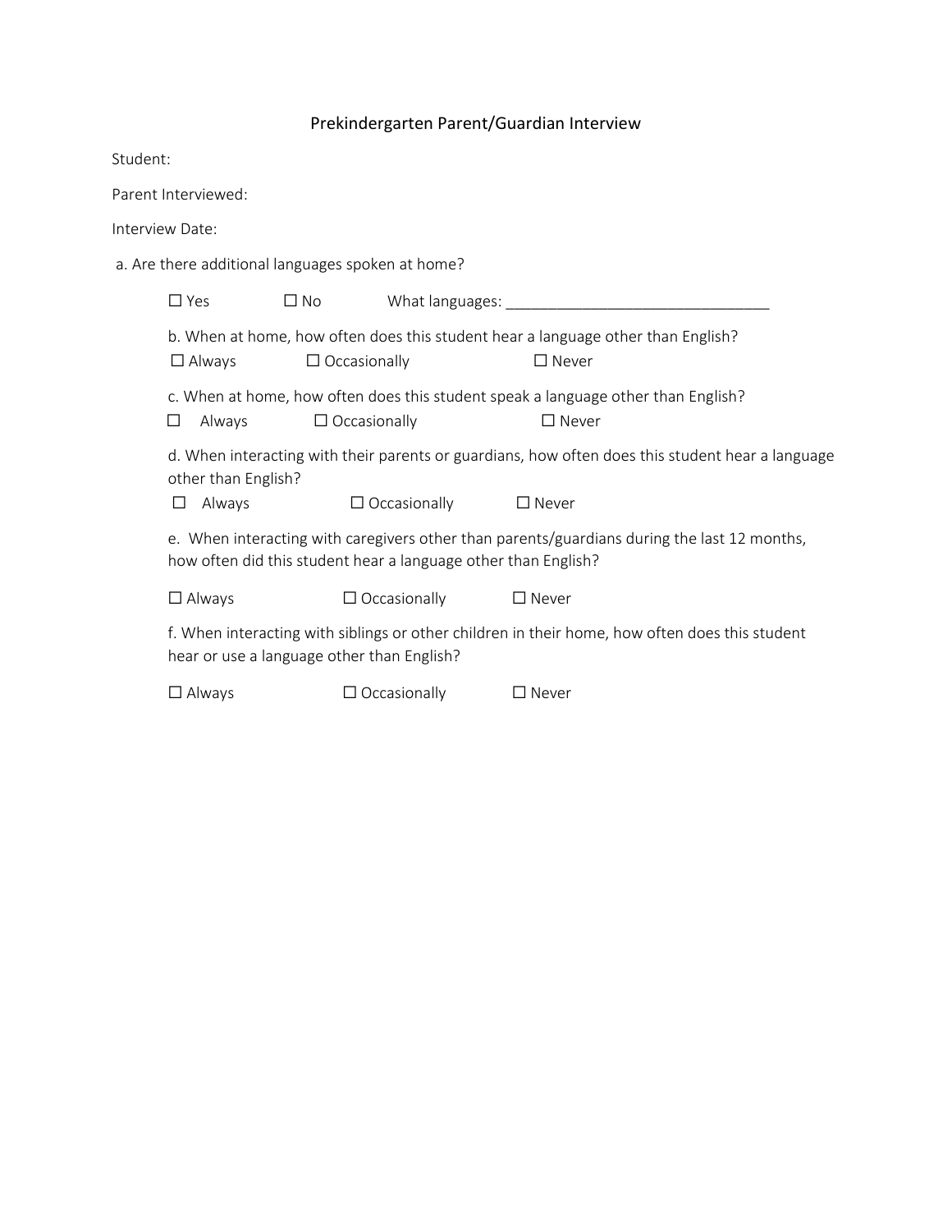# Prekindergarten Parent/Guardian Interview

Student:

Parent Interviewed:

Interview Date:

a. Are there additional languages spoken at home?

☐ Yes ☐ No What languages: _______________________________

b. When at home, how often does this student hear a language other than English?

☐ Always ☐ Occasionally ☐ Never

c. When at home, how often does this student speak a language other than English?

☐ Always ☐ Occasionally ☐ Never

d. When interacting with their parents or guardians, how often does this student hear a language other than English?

☐ Always ☐ Occasionally ☐ Never

e. When interacting with caregivers other than parents/guardians during the last 12 months, how often did this student hear a language other than English?

☐ Always ☐ Occasionally ☐ Never

f. When interacting with siblings or other children in their home, how often does this student hear or use a language other than English?

☐ Always ☐ Occasionally ☐ Never